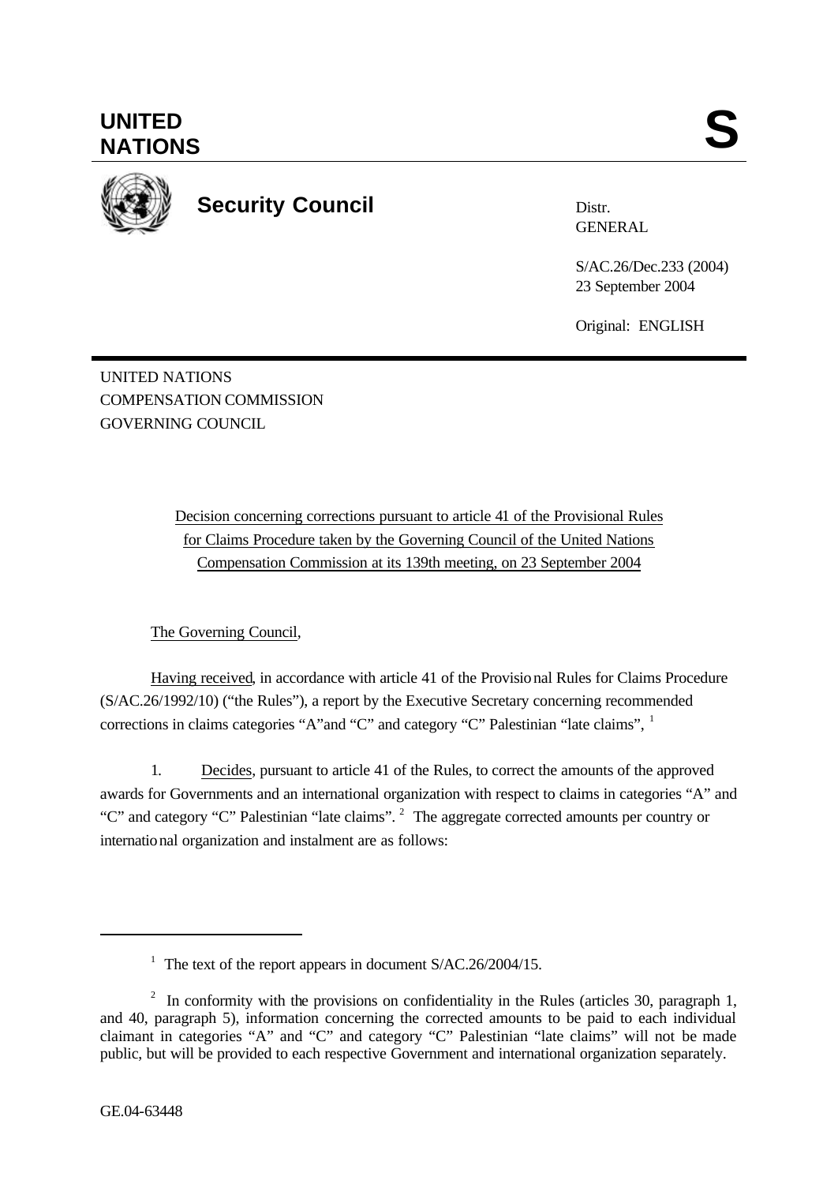# UNITED NATIONS

**S**

**Security Council**

Distr.
GENERAL

S/AC.26/Dec.233 (2004)
23 September 2004

Original: ENGLISH

UNITED NATIONS
COMPENSATION COMMISSION
GOVERNING COUNCIL

Decision concerning corrections pursuant to article 41 of the Provisional Rules for Claims Procedure taken by the Governing Council of the United Nations Compensation Commission at its 139th meeting, on 23 September 2004

The Governing Council,

Having received, in accordance with article 41 of the Provisional Rules for Claims Procedure (S/AC.26/1992/10) ("the Rules"), a report by the Executive Secretary concerning recommended corrections in claims categories "A"and "C" and category "C" Palestinian "late claims", [1]

1. Decides, pursuant to article 41 of the Rules, to correct the amounts of the approved awards for Governments and an international organization with respect to claims in categories "A" and "C" and category "C" Palestinian "late claims". [2] The aggregate corrected amounts per country or international organization and instalment are as follows:

---

[1] The text of the report appears in document S/AC.26/2004/15.

[2] In conformity with the provisions on confidentiality in the Rules (articles 30, paragraph 1, and 40, paragraph 5), information concerning the corrected amounts to be paid to each individual claimant in categories "A" and "C" and category "C" Palestinian "late claims" will not be made public, but will be provided to each respective Government and international organization separately.

GE.04-63448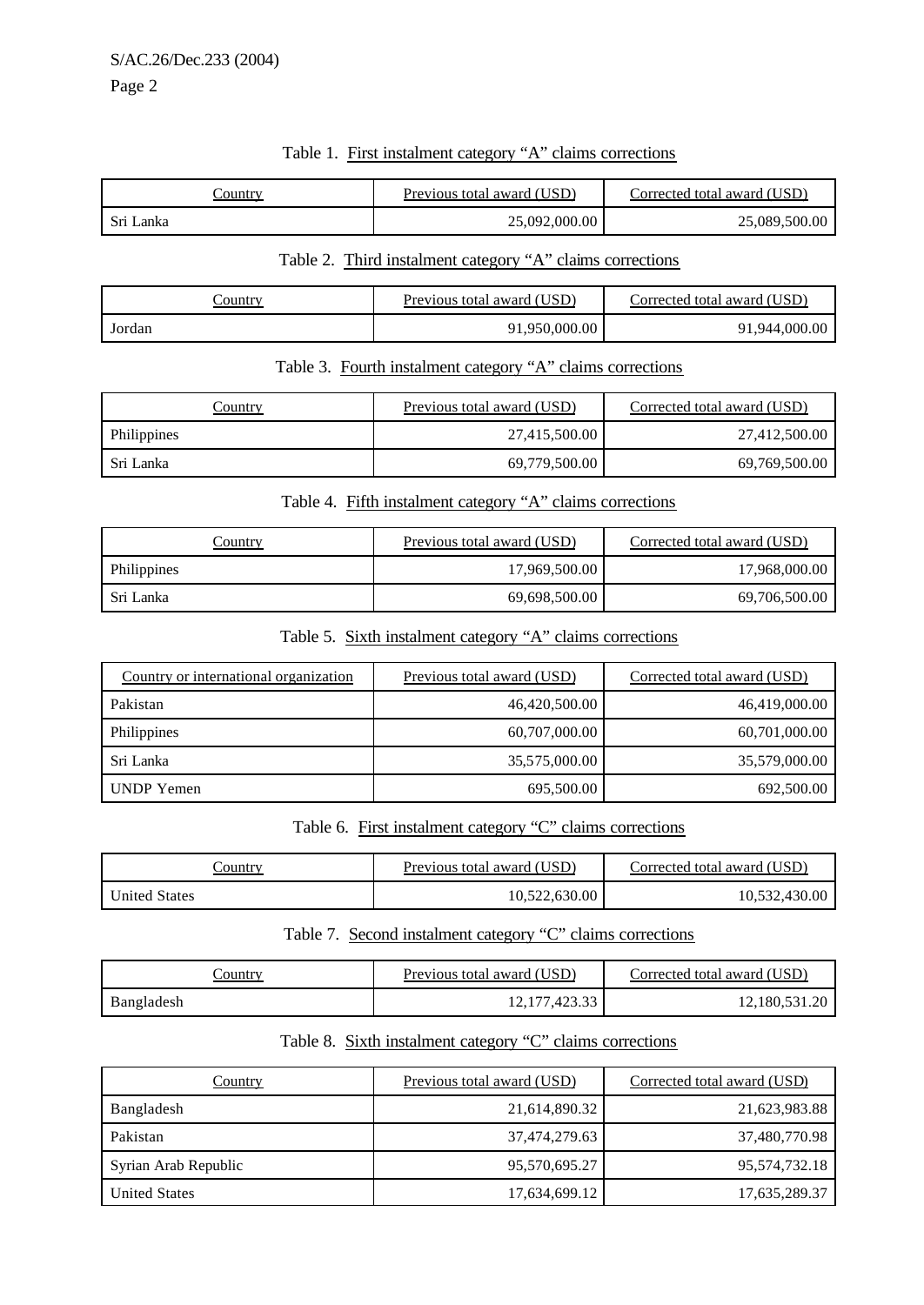Table 1. First instalment category "A" claims corrections

| Country | Previous total award (USD) | Corrected total award (USD) |
|---|---|---|
| Sri Lanka | 25,092,000.00 | 25,089,500.00 |

Table 2. Third instalment category "A" claims corrections

| Country | Previous total award (USD) | Corrected total award (USD) |
|---|---|---|
| Jordan | 91,950,000.00 | 91,944,000.00 |

Table 3. Fourth instalment category "A" claims corrections

| Country | Previous total award (USD) | Corrected total award (USD) |
|---|---|---|
| Philippines | 27,415,500.00 | 27,412,500.00 |
| Sri Lanka | 69,779,500.00 | 69,769,500.00 |

Table 4. Fifth instalment category "A" claims corrections

| Country | Previous total award (USD) | Corrected total award (USD) |
|---|---|---|
| Philippines | 17,969,500.00 | 17,968,000.00 |
| Sri Lanka | 69,698,500.00 | 69,706,500.00 |

Table 5. Sixth instalment category "A" claims corrections

| Country or international organization | Previous total award (USD) | Corrected total award (USD) |
|---|---|---|
| Pakistan | 46,420,500.00 | 46,419,000.00 |
| Philippines | 60,707,000.00 | 60,701,000.00 |
| Sri Lanka | 35,575,000.00 | 35,579,000.00 |
| UNDP Yemen | 695,500.00 | 692,500.00 |

Table 6. First instalment category "C" claims corrections

| Country | Previous total award (USD) | Corrected total award (USD) |
|---|---|---|
| United States | 10,522,630.00 | 10,532,430.00 |

Table 7. Second instalment category "C" claims corrections

| Country | Previous total award (USD) | Corrected total award (USD) |
|---|---|---|
| Bangladesh | 12,177,423.33 | 12,180,531.20 |

Table 8. Sixth instalment category "C" claims corrections

| Country | Previous total award (USD) | Corrected total award (USD) |
|---|---|---|
| Bangladesh | 21,614,890.32 | 21,623,983.88 |
| Pakistan | 37,474,279.63 | 37,480,770.98 |
| Syrian Arab Republic | 95,570,695.27 | 95,574,732.18 |
| United States | 17,634,699.12 | 17,635,289.37 |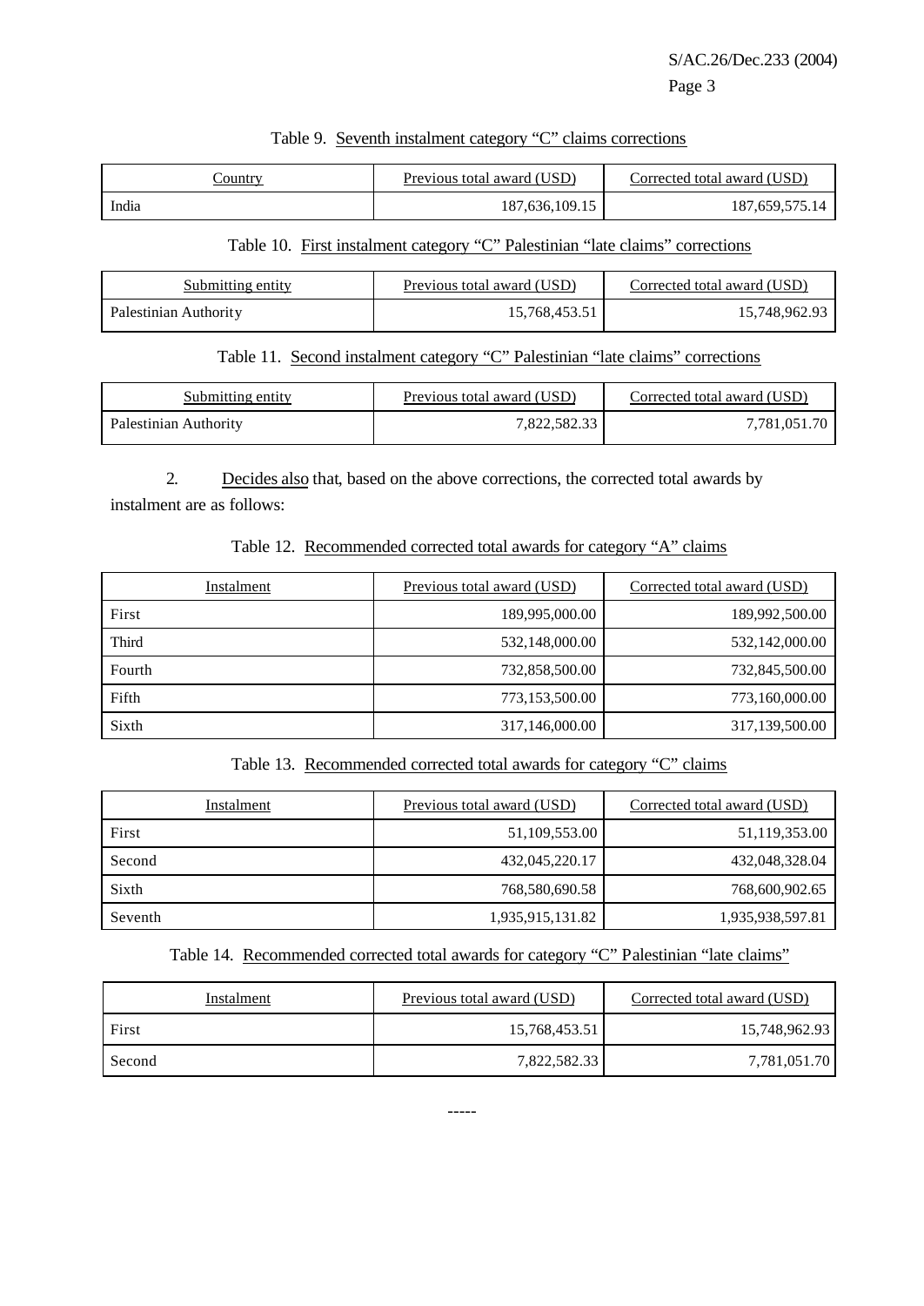Table 9. Seventh instalment category "C" claims corrections

| Country | Previous total award (USD) | Corrected total award (USD) |
|---|---|---|
| India | 187,636,109.15 | 187,659,575.14 |

Table 10. First instalment category "C" Palestinian "late claims" corrections

| Submitting entity | Previous total award (USD) | Corrected total award (USD) |
|---|---|---|
| Palestinian Authority | 15,768,453.51 | 15,748,962.93 |

Table 11. Second instalment category "C" Palestinian "late claims" corrections

| Submitting entity | Previous total award (USD) | Corrected total award (USD) |
|---|---|---|
| Palestinian Authority | 7,822,582.33 | 7,781,051.70 |

2. Decides also that, based on the above corrections, the corrected total awards by instalment are as follows:

Table 12. Recommended corrected total awards for category "A" claims

| Instalment | Previous total award (USD) | Corrected total award (USD) |
|---|---|---|
| First | 189,995,000.00 | 189,992,500.00 |
| Third | 532,148,000.00 | 532,142,000.00 |
| Fourth | 732,858,500.00 | 732,845,500.00 |
| Fifth | 773,153,500.00 | 773,160,000.00 |
| Sixth | 317,146,000.00 | 317,139,500.00 |

Table 13. Recommended corrected total awards for category "C" claims

| Instalment | Previous total award (USD) | Corrected total award (USD) |
|---|---|---|
| First | 51,109,553.00 | 51,119,353.00 |
| Second | 432,045,220.17 | 432,048,328.04 |
| Sixth | 768,580,690.58 | 768,600,902.65 |
| Seventh | 1,935,915,131.82 | 1,935,938,597.81 |

Table 14. Recommended corrected total awards for category "C" Palestinian "late claims"

| Instalment | Previous total award (USD) | Corrected total award (USD) |
|---|---|---|
| First | 15,768,453.51 | 15,748,962.93 |
| Second | 7,822,582.33 | 7,781,051.70 |

-----